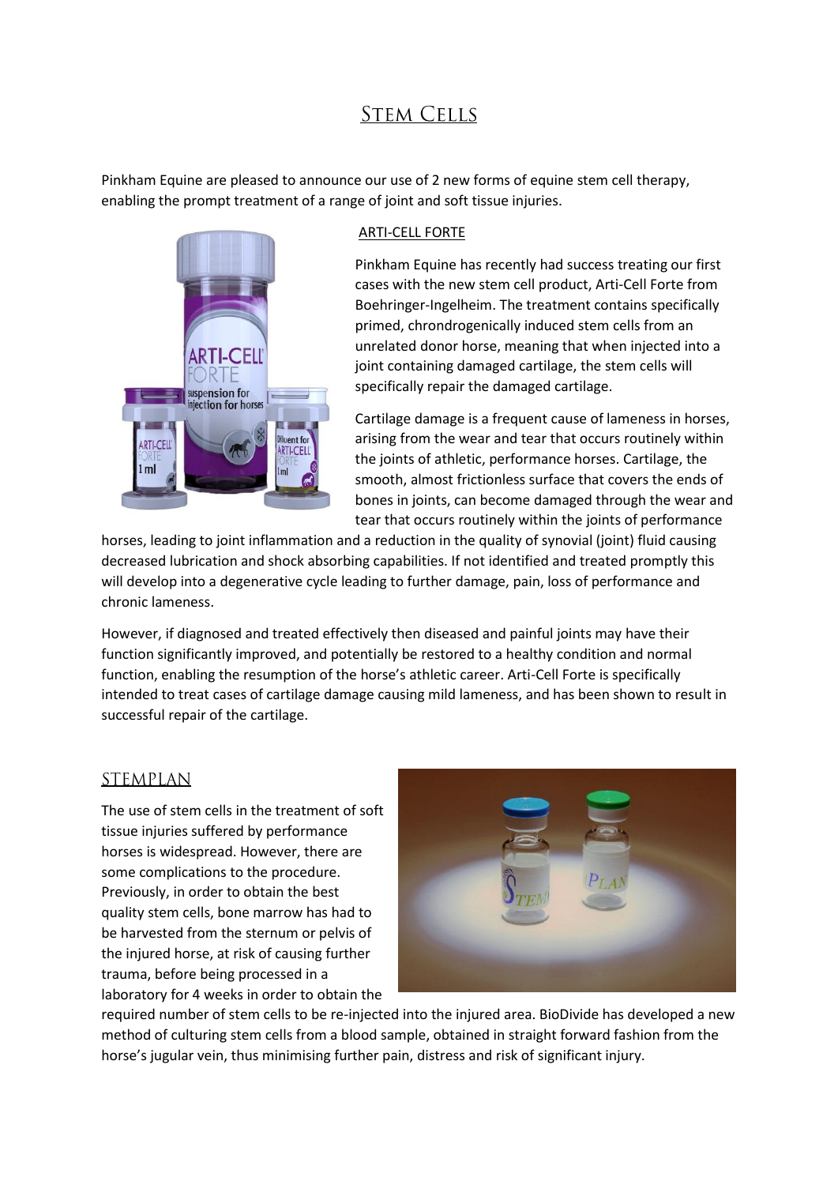# Stem Cells

Pinkham Equine are pleased to announce our use of 2 new forms of equine stem cell therapy, enabling the prompt treatment of a range of joint and soft tissue injuries.

## ARTI-CELL FORTE

Pinkham Equine has recently had success treating our first cases with the new stem cell product, Arti-Cell Forte from Boehringer-Ingelheim. The treatment contains specifically primed, chrondrogenically induced stem cells from an unrelated donor horse, meaning that when injected into a joint containing damaged cartilage, the stem cells will specifically repair the damaged cartilage.

Cartilage damage is a frequent cause of lameness in horses, arising from the wear and tear that occurs routinely within the joints of athletic, performance horses. Cartilage, the smooth, almost frictionless surface that covers the ends of bones in joints, can become damaged through the wear and tear that occurs routinely within the joints of performance horses, leading to joint inflammation and a reduction in the quality of synovial (joint) fluid causing decreased lubrication and shock absorbing capabilities. If not identified and treated promptly this will develop into a degenerative cycle leading to further damage, pain, loss of performance and chronic lameness.

However, if diagnosed and treated effectively then diseased and painful joints may have their function significantly improved, and potentially be restored to a healthy condition and normal function, enabling the resumption of the horse's athletic career. Arti-Cell Forte is specifically intended to treat cases of cartilage damage causing mild lameness, and has been shown to result in successful repair of the cartilage.

## STEMPLAN

The use of stem cells in the treatment of soft tissue injuries suffered by performance horses is widespread. However, there are some complications to the procedure. Previously, in order to obtain the best quality stem cells, bone marrow has had to be harvested from the sternum or pelvis of the injured horse, at risk of causing further trauma, before being processed in a laboratory for 4 weeks in order to obtain the required number of stem cells to be re-injected into the injured area. BioDivide has developed a new method of culturing stem cells from a blood sample, obtained in straight forward fashion from the horse's jugular vein, thus minimising further pain, distress and risk of significant injury.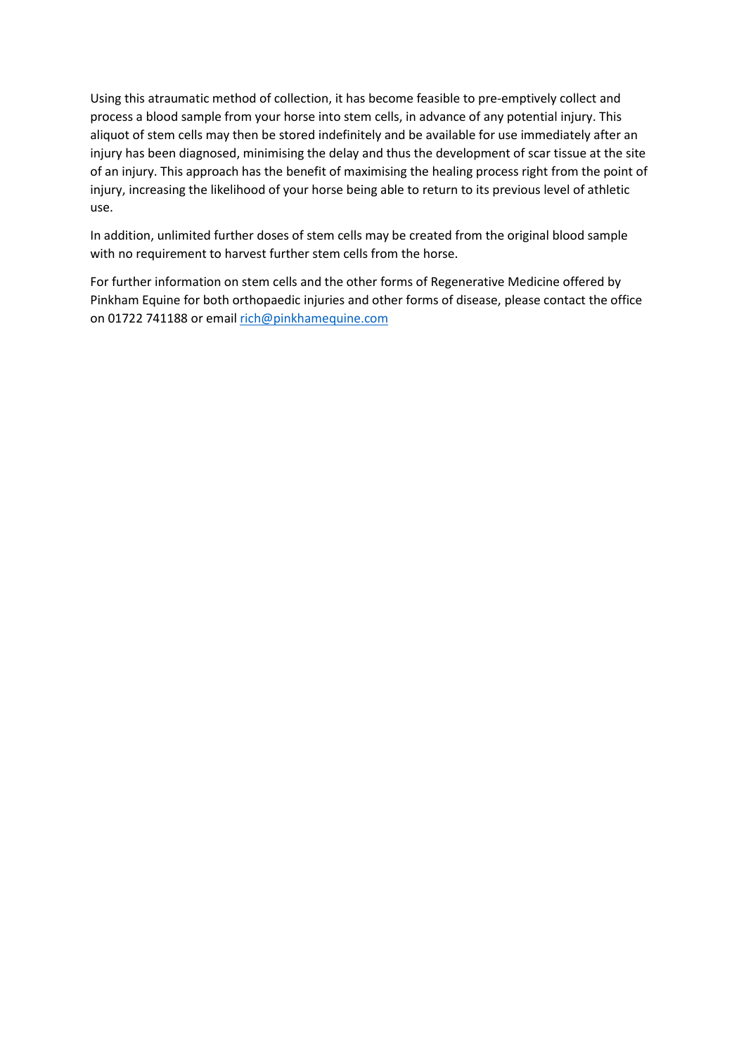Using this atraumatic method of collection, it has become feasible to pre-emptively collect and process a blood sample from your horse into stem cells, in advance of any potential injury. This aliquot of stem cells may then be stored indefinitely and be available for use immediately after an injury has been diagnosed, minimising the delay and thus the development of scar tissue at the site of an injury. This approach has the benefit of maximising the healing process right from the point of injury, increasing the likelihood of your horse being able to return to its previous level of athletic use.

In addition, unlimited further doses of stem cells may be created from the original blood sample with no requirement to harvest further stem cells from the horse.

For further information on stem cells and the other forms of Regenerative Medicine offered by Pinkham Equine for both orthopaedic injuries and other forms of disease, please contact the office on 01722 741188 or email [rich@pinkhamequine.com](mailto:rich@pinkhamequine.com)